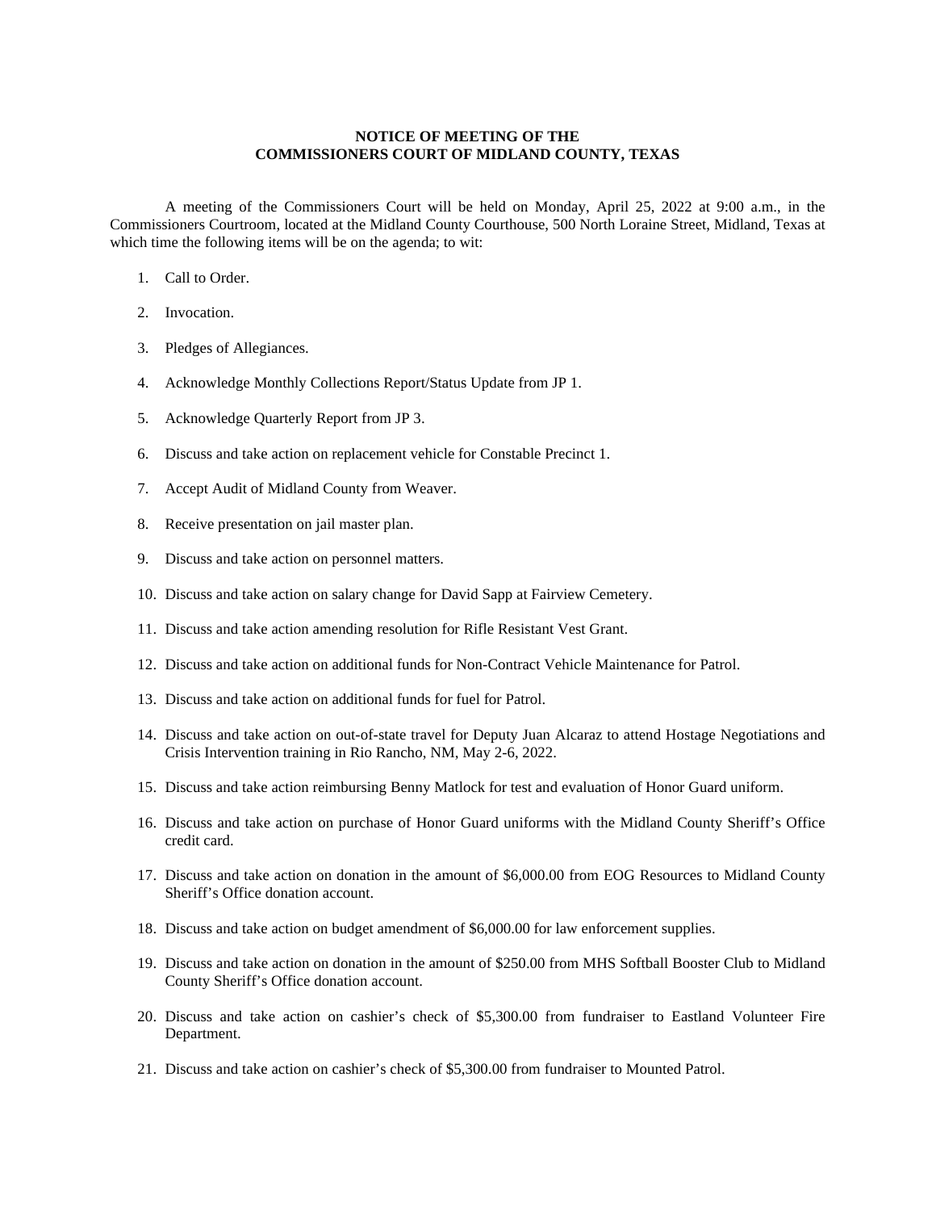# NOTICE OF MEETING OF THE COMMISSIONERS COURT OF MIDLAND COUNTY, TEXAS

A meeting of the Commissioners Court will be held on Monday, April 25, 2022 at 9:00 a.m., in the Commissioners Courtroom, located at the Midland County Courthouse, 500 North Loraine Street, Midland, Texas at which time the following items will be on the agenda; to wit:

1. Call to Order.
2. Invocation.
3. Pledges of Allegiances.
4. Acknowledge Monthly Collections Report/Status Update from JP 1.
5. Acknowledge Quarterly Report from JP 3.
6. Discuss and take action on replacement vehicle for Constable Precinct 1.
7. Accept Audit of Midland County from Weaver.
8. Receive presentation on jail master plan.
9. Discuss and take action on personnel matters.
10. Discuss and take action on salary change for David Sapp at Fairview Cemetery.
11. Discuss and take action amending resolution for Rifle Resistant Vest Grant.
12. Discuss and take action on additional funds for Non-Contract Vehicle Maintenance for Patrol.
13. Discuss and take action on additional funds for fuel for Patrol.
14. Discuss and take action on out-of-state travel for Deputy Juan Alcaraz to attend Hostage Negotiations and Crisis Intervention training in Rio Rancho, NM, May 2-6, 2022.
15. Discuss and take action reimbursing Benny Matlock for test and evaluation of Honor Guard uniform.
16. Discuss and take action on purchase of Honor Guard uniforms with the Midland County Sheriff's Office credit card.
17. Discuss and take action on donation in the amount of $6,000.00 from EOG Resources to Midland County Sheriff's Office donation account.
18. Discuss and take action on budget amendment of $6,000.00 for law enforcement supplies.
19. Discuss and take action on donation in the amount of $250.00 from MHS Softball Booster Club to Midland County Sheriff's Office donation account.
20. Discuss and take action on cashier's check of $5,300.00 from fundraiser to Eastland Volunteer Fire Department.
21. Discuss and take action on cashier's check of $5,300.00 from fundraiser to Mounted Patrol.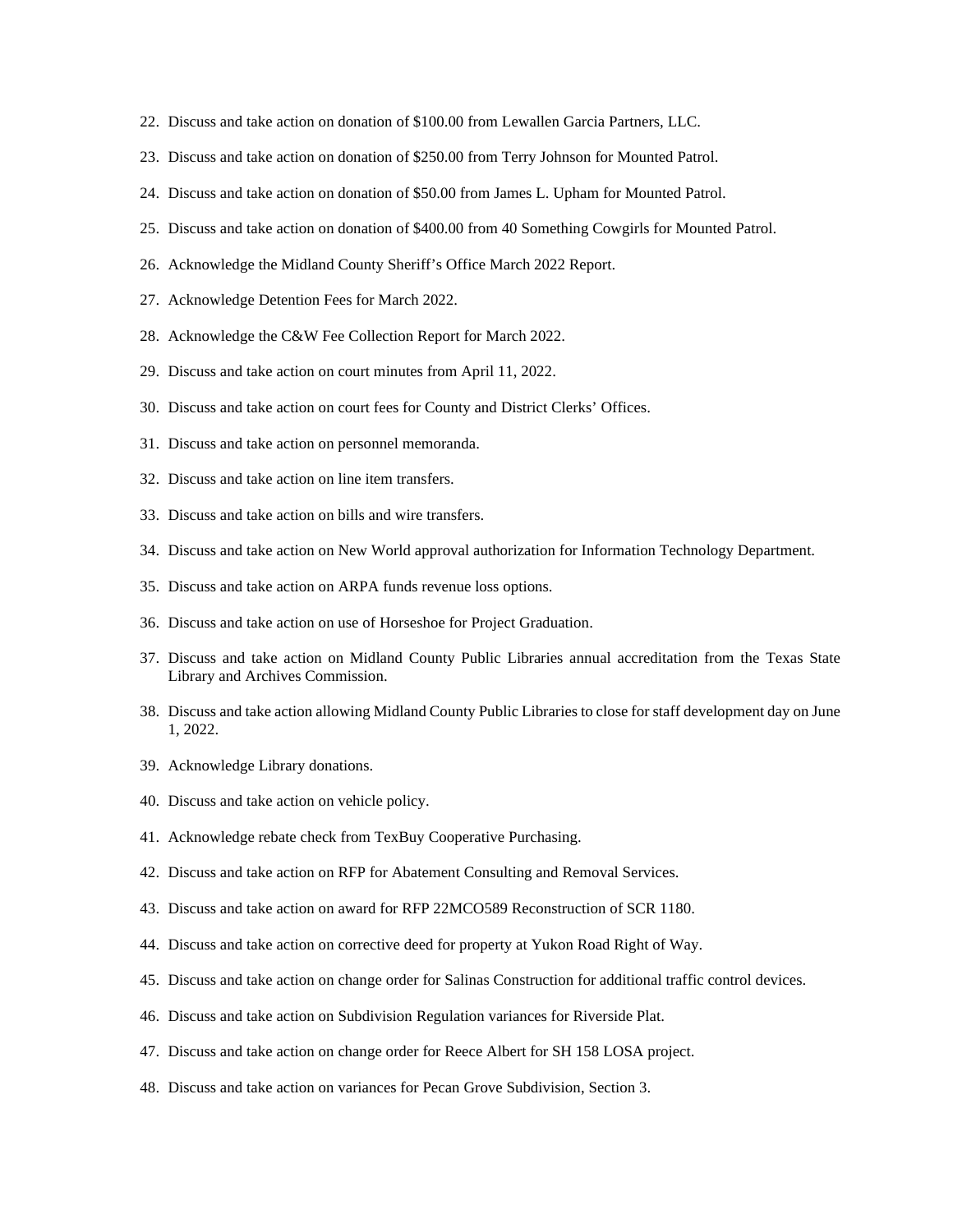22. Discuss and take action on donation of $100.00 from Lewallen Garcia Partners, LLC.
23. Discuss and take action on donation of $250.00 from Terry Johnson for Mounted Patrol.
24. Discuss and take action on donation of $50.00 from James L. Upham for Mounted Patrol.
25. Discuss and take action on donation of $400.00 from 40 Something Cowgirls for Mounted Patrol.
26. Acknowledge the Midland County Sheriff's Office March 2022 Report.
27. Acknowledge Detention Fees for March 2022.
28. Acknowledge the C&W Fee Collection Report for March 2022.
29. Discuss and take action on court minutes from April 11, 2022.
30. Discuss and take action on court fees for County and District Clerks' Offices.
31. Discuss and take action on personnel memoranda.
32. Discuss and take action on line item transfers.
33. Discuss and take action on bills and wire transfers.
34. Discuss and take action on New World approval authorization for Information Technology Department.
35. Discuss and take action on ARPA funds revenue loss options.
36. Discuss and take action on use of Horseshoe for Project Graduation.
37. Discuss and take action on Midland County Public Libraries annual accreditation from the Texas State Library and Archives Commission.
38. Discuss and take action allowing Midland County Public Libraries to close for staff development day on June 1, 2022.
39. Acknowledge Library donations.
40. Discuss and take action on vehicle policy.
41. Acknowledge rebate check from TexBuy Cooperative Purchasing.
42. Discuss and take action on RFP for Abatement Consulting and Removal Services.
43. Discuss and take action on award for RFP 22MCO589 Reconstruction of SCR 1180.
44. Discuss and take action on corrective deed for property at Yukon Road Right of Way.
45. Discuss and take action on change order for Salinas Construction for additional traffic control devices.
46. Discuss and take action on Subdivision Regulation variances for Riverside Plat.
47. Discuss and take action on change order for Reece Albert for SH 158 LOSA project.
48. Discuss and take action on variances for Pecan Grove Subdivision, Section 3.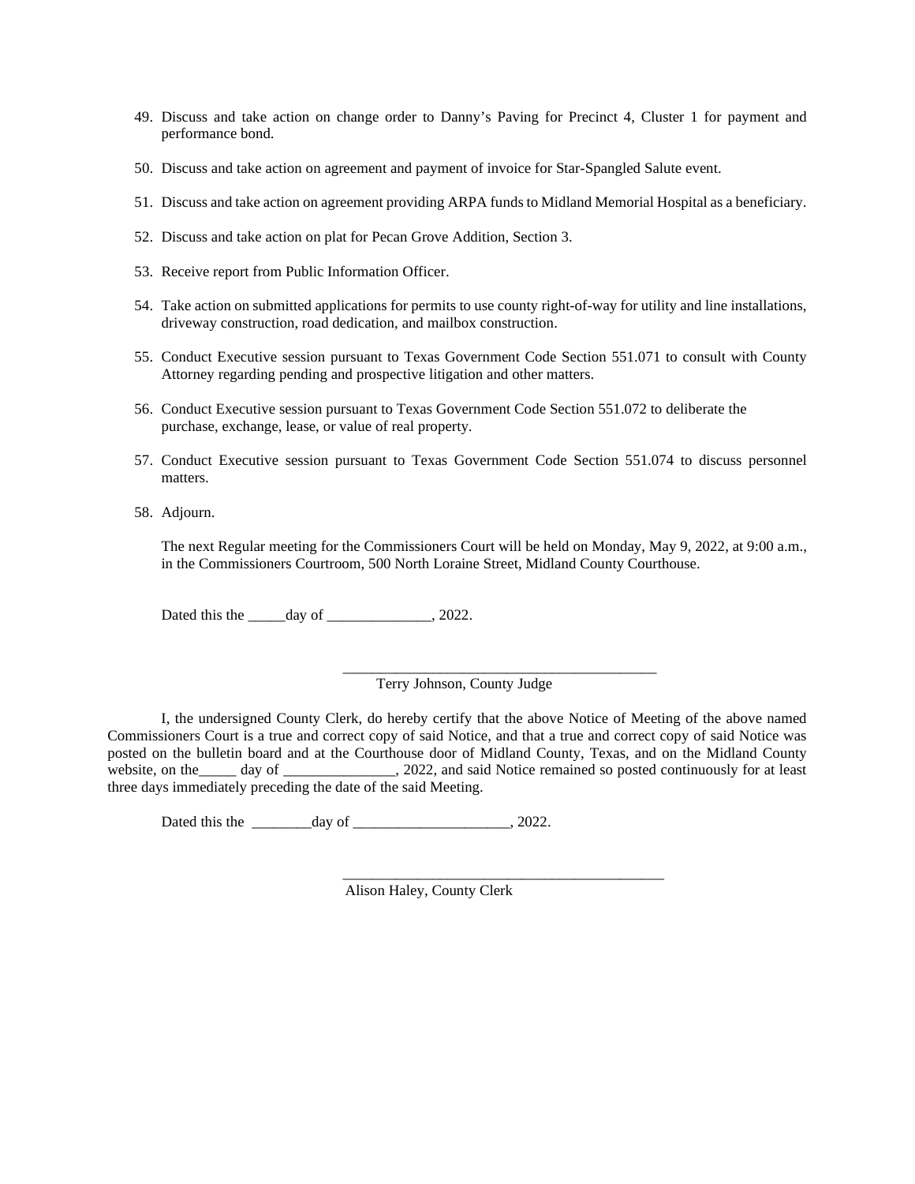49. Discuss and take action on change order to Danny's Paving for Precinct 4, Cluster 1 for payment and performance bond.

50. Discuss and take action on agreement and payment of invoice for Star-Spangled Salute event.

51. Discuss and take action on agreement providing ARPA funds to Midland Memorial Hospital as a beneficiary.

52. Discuss and take action on plat for Pecan Grove Addition, Section 3.

53. Receive report from Public Information Officer.

54. Take action on submitted applications for permits to use county right-of-way for utility and line installations, driveway construction, road dedication, and mailbox construction.

55. Conduct Executive session pursuant to Texas Government Code Section 551.071 to consult with County Attorney regarding pending and prospective litigation and other matters.

56. Conduct Executive session pursuant to Texas Government Code Section 551.072 to deliberate the purchase, exchange, lease, or value of real property.

57. Conduct Executive session pursuant to Texas Government Code Section 551.074 to discuss personnel matters.

58. Adjourn.

The next Regular meeting for the Commissioners Court will be held on Monday, May 9, 2022, at 9:00 a.m., in the Commissioners Courtroom, 500 North Loraine Street, Midland County Courthouse.

Dated this the _____day of ______________, 2022.

\_\_\_\_\_\_\_\_\_\_\_\_\_\_\_\_\_\_\_\_\_\_\_\_\_\_\_\_\_\_\_\_\_\_\_\_\_\_\_\_\_\_\_\_

Terry Johnson, County Judge

I, the undersigned County Clerk, do hereby certify that the above Notice of Meeting of the above named Commissioners Court is a true and correct copy of said Notice, and that a true and correct copy of said Notice was posted on the bulletin board and at the Courthouse door of Midland County, Texas, and on the Midland County website, on the_____ day of _______________, 2022, and said Notice remained so posted continuously for at least three days immediately preceding the date of the said Meeting.

Dated this the ________day of _____________________, 2022.

\_\_\_\_\_\_\_\_\_\_\_\_\_\_\_\_\_\_\_\_\_\_\_\_\_\_\_\_\_\_\_\_\_\_\_\_\_\_\_\_\_\_\_\_

Alison Haley, County Clerk